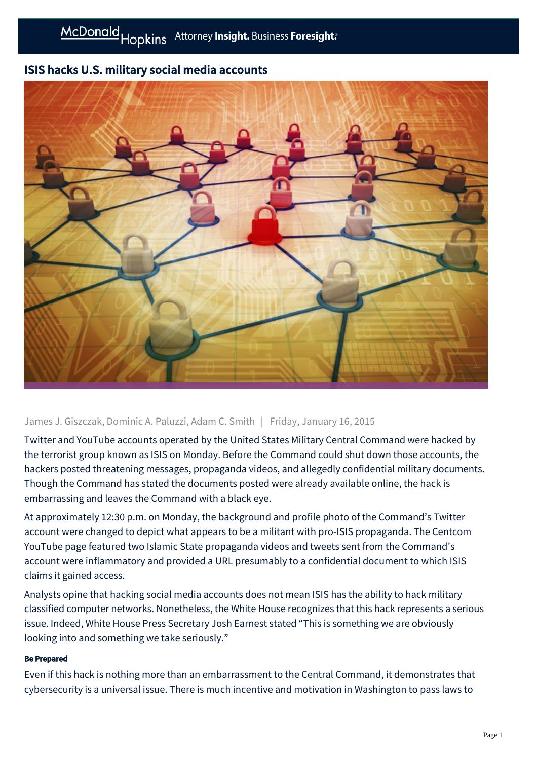# ISIS hacks U.S. military social media accounts

James J. Giszczak, Dominic A. Paluzzi, Adam C. Smith | Friday, January 16, 2015

Twitter and YouTube accounts operated by the United States Military Central Command were hacked by the terrorist group known as ISIS on Monday. Before the Command could shut down those accounts, the hackers posted threatening messages, propaganda videos, and allegedly confidential military documents. Though the Command has stated the documents posted were already available online, the hack is embarrassing and leaves the Command with a black eye.

At approximately 12:30 p.m. on Monday, the background and profile photo of the Command's Twitter account were changed to depict what appears to be a militant with pro-ISIS propaganda. The Centcom YouTube page featured two Islamic State propaganda videos and tweets sent from the Command's account were inflammatory and provided a URL presumably to a confidential document to which ISIS claims it gained access.

Analysts opine that hacking social media accounts does not mean ISIS has the ability to hack military classified computer networks. Nonetheless, the White House recognizes that this hack represents a serious issue. Indeed, White House Press Secretary Josh Earnest stated "This is something we are obviously looking into and something we take seriously."

**Be Prepared**

Even if this hack is nothing more than an embarrassment to the Central Command, it demonstrates that cybersecurity is a universal issue. There is much incentive and motivation in Washington to pass laws to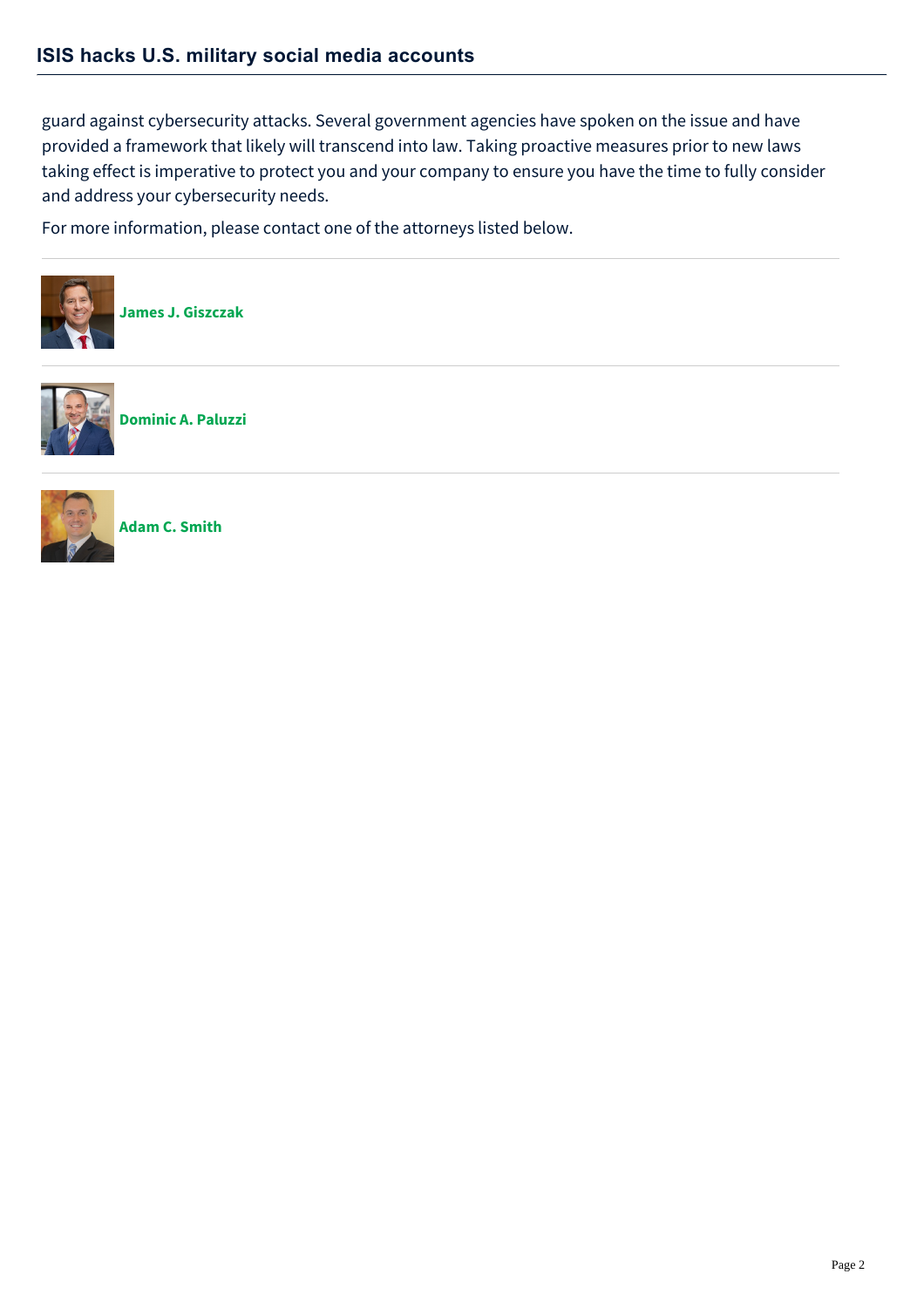guard against cybersecurity attacks. Several government agencies have spoken on the issue and have provided a framework that likely will transcend into law. Taking proactive measures prior to new laws taking effect is imperative to protect you and your company to ensure you have the time to fully consider and address your cybersecurity needs.

For more information, please contact one of the attorneys listed below.

---

**James J. Giszczak**

---

**Dominic A. Paluzzi**

---

**Adam C. Smith**